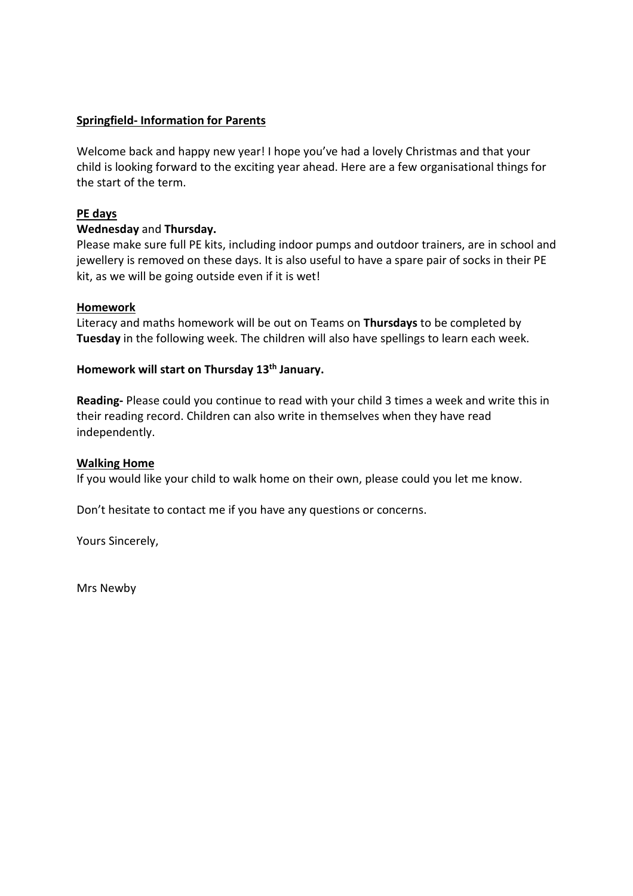**<u>Springfield- Information for Parents</u>**

Welcome back and happy new year! I hope you've had a lovely Christmas and that your child is looking forward to the exciting year ahead. Here are a few organisational things for the start of the term.

**<u>PE days</u>**

**Wednesday** and **Thursday.**

Please make sure full PE kits, including indoor pumps and outdoor trainers, are in school and jewellery is removed on these days. It is also useful to have a spare pair of socks in their PE kit, as we will be going outside even if it is wet!

**<u>Homework</u>**

Literacy and maths homework will be out on Teams on **Thursdays** to be completed by **Tuesday** in the following week. The children will also have spellings to learn each week.

**Homework will start on Thursday 13th January.**

**Reading-** Please could you continue to read with your child 3 times a week and write this in their reading record. Children can also write in themselves when they have read independently.

**<u>Walking Home</u>**

If you would like your child to walk home on their own, please could you let me know.

Don't hesitate to contact me if you have any questions or concerns.

Yours Sincerely,

Mrs Newby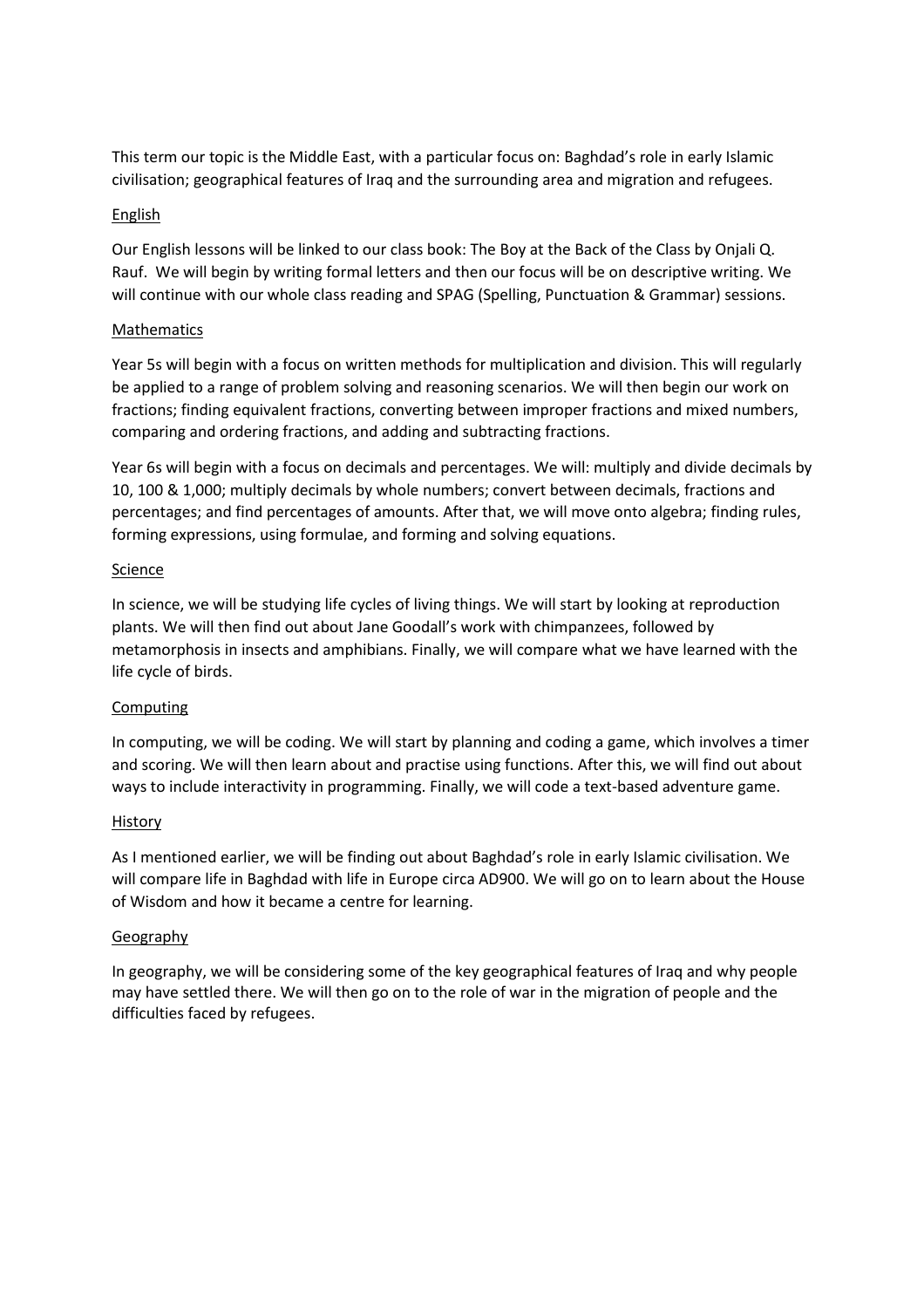This term our topic is the Middle East, with a particular focus on: Baghdad's role in early Islamic civilisation; geographical features of Iraq and the surrounding area and migration and refugees.

## English

Our English lessons will be linked to our class book: The Boy at the Back of the Class by Onjali Q. Rauf. We will begin by writing formal letters and then our focus will be on descriptive writing. We will continue with our whole class reading and SPAG (Spelling, Punctuation & Grammar) sessions.

## Mathematics

Year 5s will begin with a focus on written methods for multiplication and division. This will regularly be applied to a range of problem solving and reasoning scenarios. We will then begin our work on fractions; finding equivalent fractions, converting between improper fractions and mixed numbers, comparing and ordering fractions, and adding and subtracting fractions.

Year 6s will begin with a focus on decimals and percentages. We will: multiply and divide decimals by 10, 100 & 1,000; multiply decimals by whole numbers; convert between decimals, fractions and percentages; and find percentages of amounts. After that, we will move onto algebra; finding rules, forming expressions, using formulae, and forming and solving equations.

## Science

In science, we will be studying life cycles of living things. We will start by looking at reproduction plants. We will then find out about Jane Goodall's work with chimpanzees, followed by metamorphosis in insects and amphibians. Finally, we will compare what we have learned with the life cycle of birds.

## Computing

In computing, we will be coding. We will start by planning and coding a game, which involves a timer and scoring. We will then learn about and practise using functions. After this, we will find out about ways to include interactivity in programming. Finally, we will code a text-based adventure game.

## History

As I mentioned earlier, we will be finding out about Baghdad's role in early Islamic civilisation. We will compare life in Baghdad with life in Europe circa AD900. We will go on to learn about the House of Wisdom and how it became a centre for learning.

## Geography

In geography, we will be considering some of the key geographical features of Iraq and why people may have settled there. We will then go on to the role of war in the migration of people and the difficulties faced by refugees.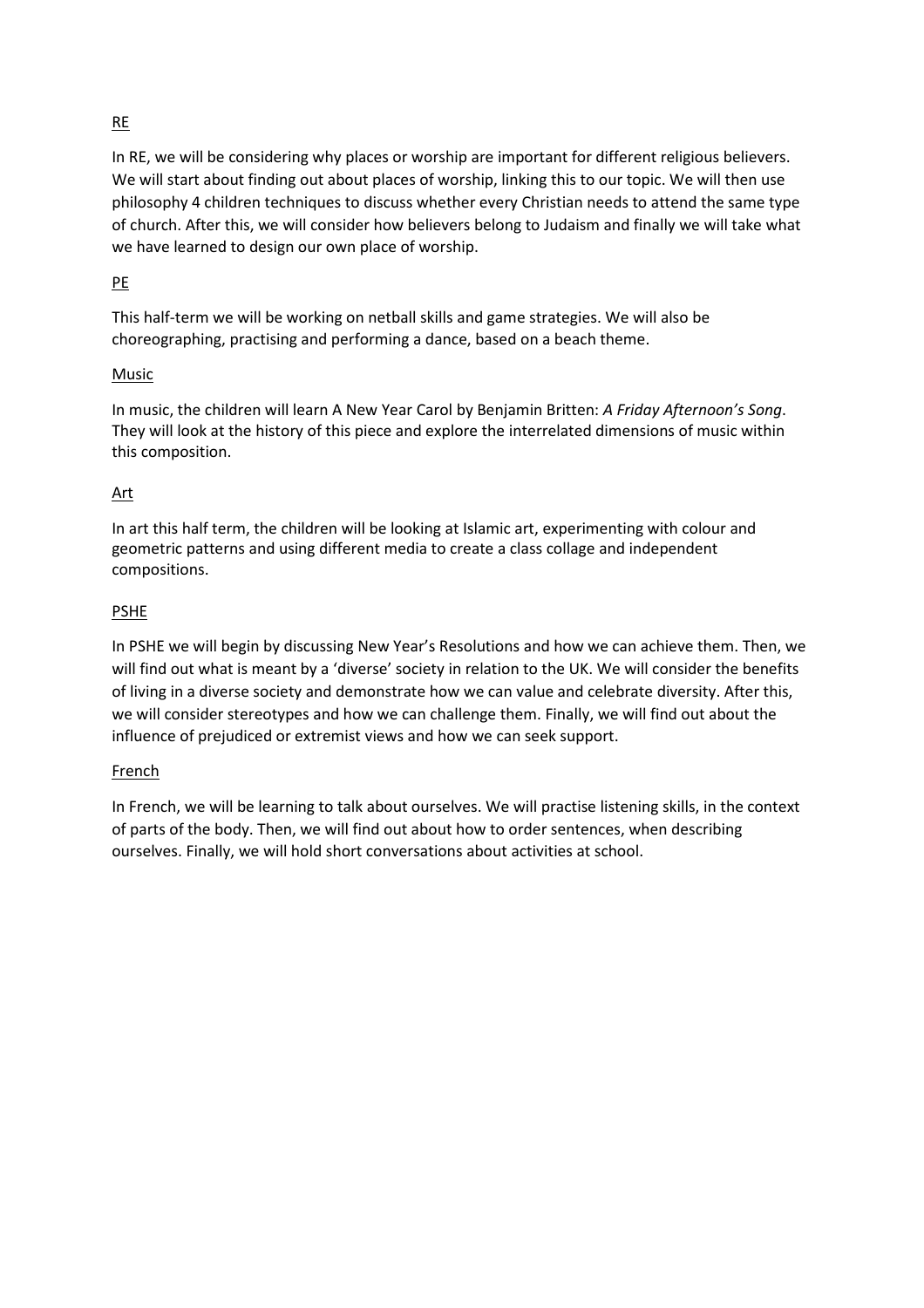## RE

In RE, we will be considering why places or worship are important for different religious believers. We will start about finding out about places of worship, linking this to our topic. We will then use philosophy 4 children techniques to discuss whether every Christian needs to attend the same type of church. After this, we will consider how believers belong to Judaism and finally we will take what we have learned to design our own place of worship.

## PE

This half-term we will be working on netball skills and game strategies. We will also be choreographing, practising and performing a dance, based on a beach theme.

## Music

In music, the children will learn A New Year Carol by Benjamin Britten: *A Friday Afternoon's Song*. They will look at the history of this piece and explore the interrelated dimensions of music within this composition.

## Art

In art this half term, the children will be looking at Islamic art, experimenting with colour and geometric patterns and using different media to create a class collage and independent compositions.

## PSHE

In PSHE we will begin by discussing New Year's Resolutions and how we can achieve them. Then, we will find out what is meant by a 'diverse' society in relation to the UK. We will consider the benefits of living in a diverse society and demonstrate how we can value and celebrate diversity. After this, we will consider stereotypes and how we can challenge them. Finally, we will find out about the influence of prejudiced or extremist views and how we can seek support.

## French

In French, we will be learning to talk about ourselves. We will practise listening skills, in the context of parts of the body. Then, we will find out about how to order sentences, when describing ourselves. Finally, we will hold short conversations about activities at school.